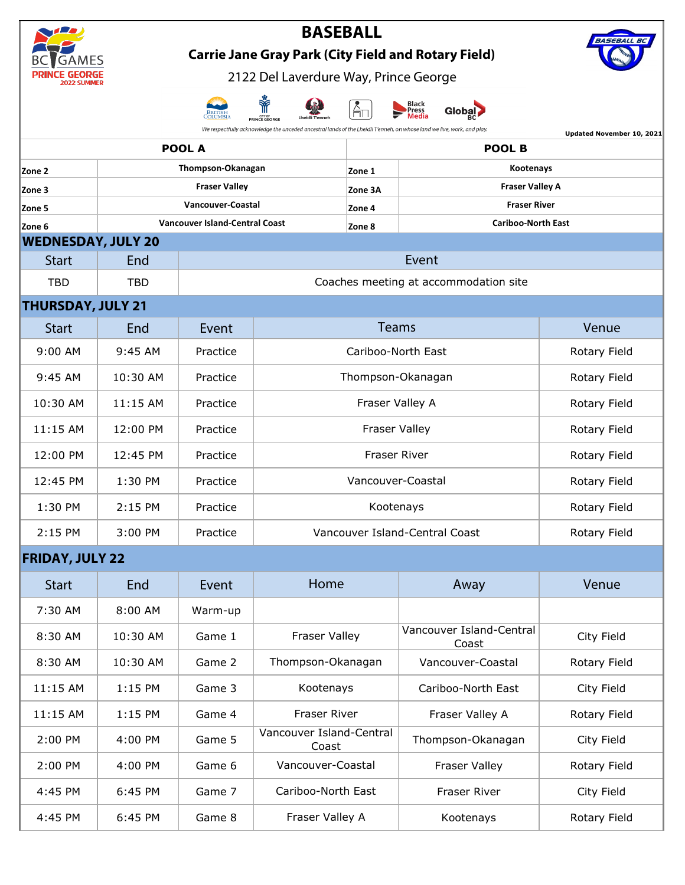# BASEBALL

## Carrie Jane Gray Park (City Field and Rotary Field)

2122 Del Laverdure Way, Prince George

*We respectfully acknowledge the unceded ancestral lands of the Lheidli T'enneh, on whose land we live, work, and play.*

Updated November 10, 2021

| POOL A | | POOL B | |
|---|---|---|---|
| Zone 2 | Thompson-Okanagan | Zone 1 | Kootenays |
| Zone 3 | Fraser Valley | Zone 3A | Fraser Valley A |
| Zone 5 | Vancouver-Coastal | Zone 4 | Fraser River |
| Zone 6 | Vancouver Island-Central Coast | Zone 8 | Cariboo-North East |

## WEDNESDAY, JULY 20

| Start | End | Event |
|---|---|---|
| TBD | TBD | Coaches meeting at accommodation site |

## THURSDAY, JULY 21

| Start | End | Event | Teams | Venue |
|---|---|---|---|---|
| 9:00 AM | 9:45 AM | Practice | Cariboo-North East | Rotary Field |
| 9:45 AM | 10:30 AM | Practice | Thompson-Okanagan | Rotary Field |
| 10:30 AM | 11:15 AM | Practice | Fraser Valley A | Rotary Field |
| 11:15 AM | 12:00 PM | Practice | Fraser Valley | Rotary Field |
| 12:00 PM | 12:45 PM | Practice | Fraser River | Rotary Field |
| 12:45 PM | 1:30 PM | Practice | Vancouver-Coastal | Rotary Field |
| 1:30 PM | 2:15 PM | Practice | Kootenays | Rotary Field |
| 2:15 PM | 3:00 PM | Practice | Vancouver Island-Central Coast | Rotary Field |

## FRIDAY, JULY 22

| Start | End | Event | Home | Away | Venue |
|---|---|---|---|---|---|
| 7:30 AM | 8:00 AM | Warm-up | | | |
| 8:30 AM | 10:30 AM | Game 1 | Fraser Valley | Vancouver Island-Central Coast | City Field |
| 8:30 AM | 10:30 AM | Game 2 | Thompson-Okanagan | Vancouver-Coastal | Rotary Field |
| 11:15 AM | 1:15 PM | Game 3 | Kootenays | Cariboo-North East | City Field |
| 11:15 AM | 1:15 PM | Game 4 | Fraser River | Fraser Valley A | Rotary Field |
| 2:00 PM | 4:00 PM | Game 5 | Vancouver Island-Central Coast | Thompson-Okanagan | City Field |
| 2:00 PM | 4:00 PM | Game 6 | Vancouver-Coastal | Fraser Valley | Rotary Field |
| 4:45 PM | 6:45 PM | Game 7 | Cariboo-North East | Fraser River | City Field |
| 4:45 PM | 6:45 PM | Game 8 | Fraser Valley A | Kootenays | Rotary Field |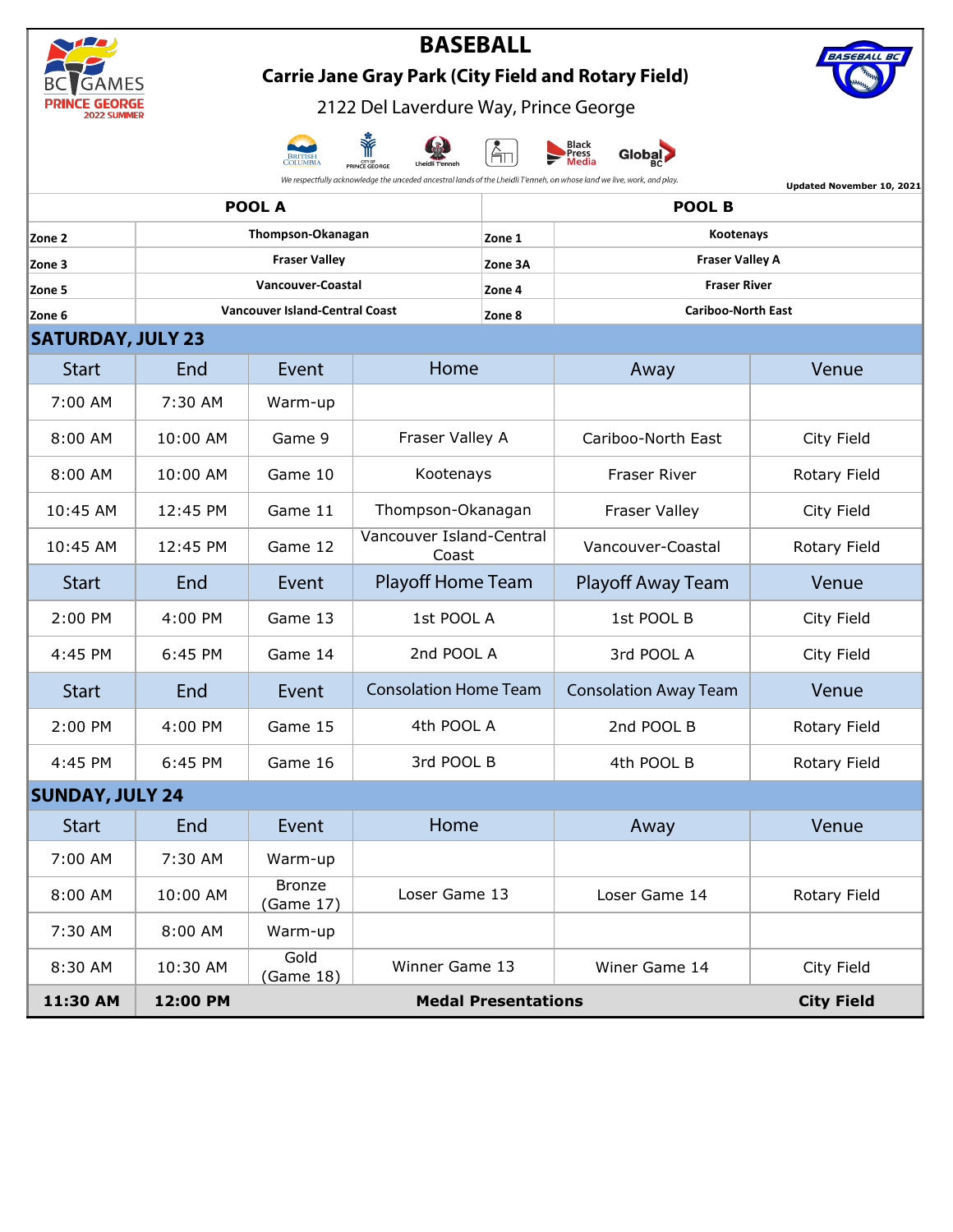# BASEBALL

**Carrie Jane Gray Park (City Field and Rotary Field)**

2122 Del Laverdure Way, Prince George

*We respectfully acknowledge the unceded ancestral lands of the Lheidli T'enneh, on whose land we live, work, and play.*

**Updated November 10, 2021**

| **POOL A** | | **POOL B** | |
|---|---|---|---|
| **Zone 2** | **Thompson-Okanagan** | **Zone 1** | **Kootenays** |
| **Zone 3** | **Fraser Valley** | **Zone 3A** | **Fraser Valley A** |
| **Zone 5** | **Vancouver-Coastal** | **Zone 4** | **Fraser River** |
| **Zone 6** | **Vancouver Island-Central Coast** | **Zone 8** | **Cariboo-North East** |

## SATURDAY, JULY 23

| Start | End | Event | Home | Away | Venue |
|---|---|---|---|---|---|
| 7:00 AM | 7:30 AM | Warm-up | | | |
| 8:00 AM | 10:00 AM | Game 9 | Fraser Valley A | Cariboo-North East | City Field |
| 8:00 AM | 10:00 AM | Game 10 | Kootenays | Fraser River | Rotary Field |
| 10:45 AM | 12:45 PM | Game 11 | Thompson-Okanagan | Fraser Valley | City Field |
| 10:45 AM | 12:45 PM | Game 12 | Vancouver Island-Central Coast | Vancouver-Coastal | Rotary Field |
| Start | End | Event | Playoff Home Team | Playoff Away Team | Venue |
| 2:00 PM | 4:00 PM | Game 13 | 1st POOL A | 1st POOL B | City Field |
| 4:45 PM | 6:45 PM | Game 14 | 2nd POOL A | 3rd POOL A | City Field |
| Start | End | Event | Consolation Home Team | Consolation Away Team | Venue |
| 2:00 PM | 4:00 PM | Game 15 | 4th POOL A | 2nd POOL B | Rotary Field |
| 4:45 PM | 6:45 PM | Game 16 | 3rd POOL B | 4th POOL B | Rotary Field |

## SUNDAY, JULY 24

| Start | End | Event | Home | Away | Venue |
|---|---|---|---|---|---|
| 7:00 AM | 7:30 AM | Warm-up | | | |
| 8:00 AM | 10:00 AM | Bronze (Game 17) | Loser Game 13 | Loser Game 14 | Rotary Field |
| 7:30 AM | 8:00 AM | Warm-up | | | |
| 8:30 AM | 10:30 AM | Gold (Game 18) | Winner Game 13 | Winer Game 14 | City Field |
| **11:30 AM** | **12:00 PM** | **Medal Presentations** | | | **City Field** |